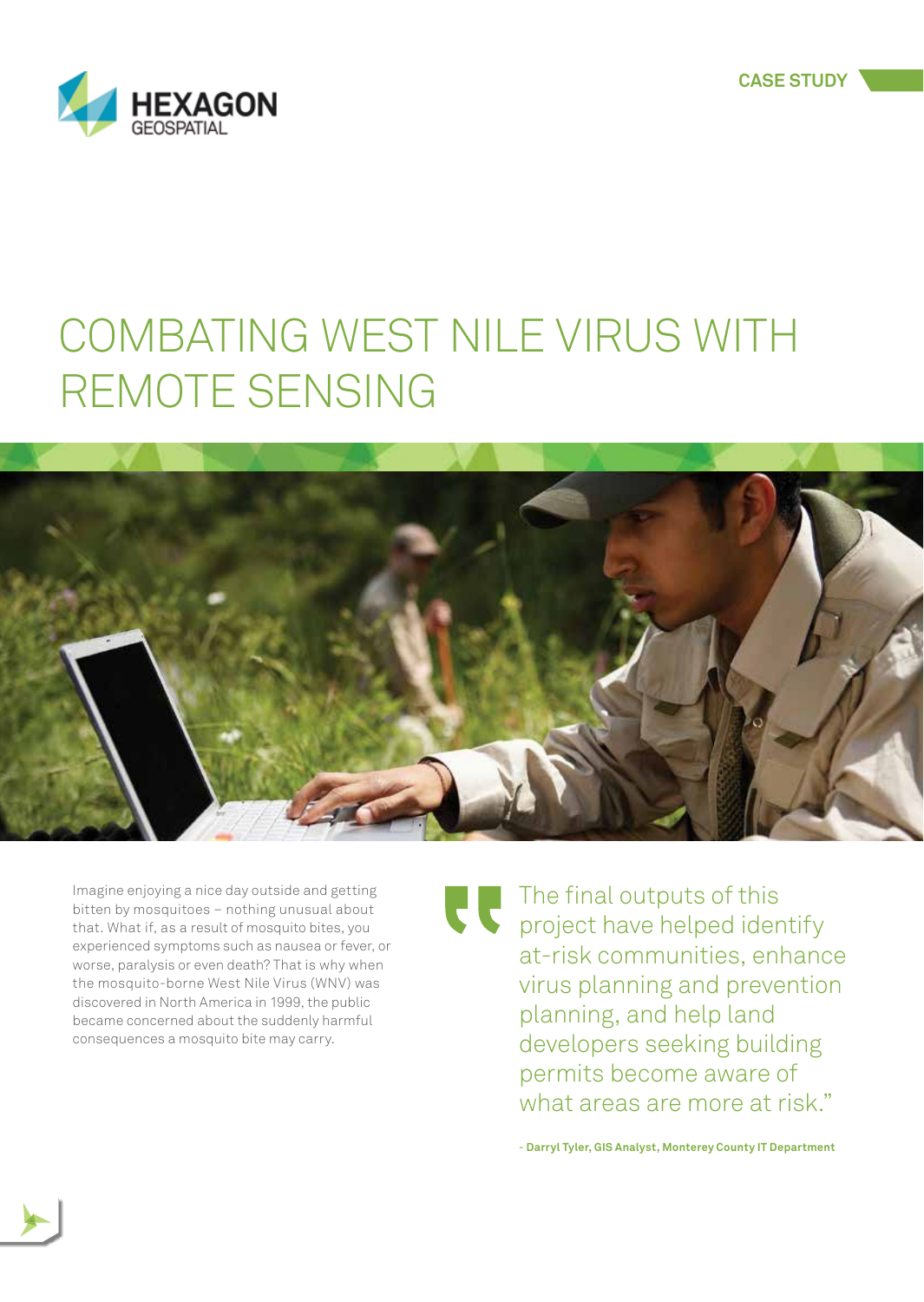HEXAGON GEOSPATIAL

CASE STUDY

# COMBATING WEST NILE VIRUS WITH REMOTE SENSING

Imagine enjoying a nice day outside and getting bitten by mosquitoes – nothing unusual about that. What if, as a result of mosquito bites, you experienced symptoms such as nausea or fever, or worse, paralysis or even death? That is why when the mosquito-borne West Nile Virus (WNV) was discovered in North America in 1999, the public became concerned about the suddenly harmful consequences a mosquito bite may carry.

> "The final outputs of this project have helped identify at-risk communities, enhance virus planning and prevention planning, and help land developers seeking building permits become aware of what areas are more at risk."
>
> **- Darryl Tyler, GIS Analyst, Monterey County IT Department**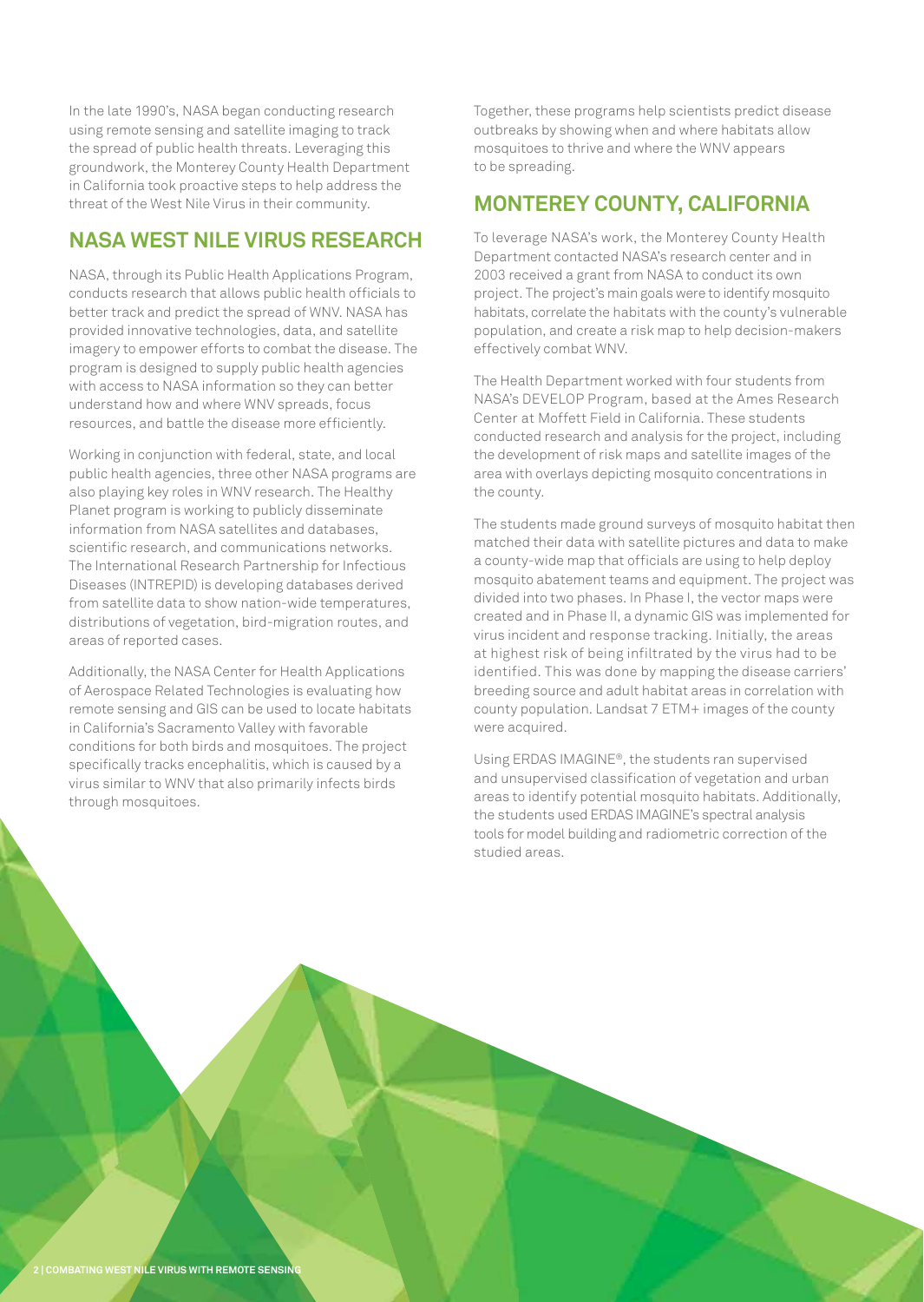In the late 1990's, NASA began conducting research using remote sensing and satellite imaging to track the spread of public health threats. Leveraging this groundwork, the Monterey County Health Department in California took proactive steps to help address the threat of the West Nile Virus in their community.

## NASA WEST NILE VIRUS RESEARCH

NASA, through its Public Health Applications Program, conducts research that allows public health officials to better track and predict the spread of WNV. NASA has provided innovative technologies, data, and satellite imagery to empower efforts to combat the disease. The program is designed to supply public health agencies with access to NASA information so they can better understand how and where WNV spreads, focus resources, and battle the disease more efficiently.

Working in conjunction with federal, state, and local public health agencies, three other NASA programs are also playing key roles in WNV research. The Healthy Planet program is working to publicly disseminate information from NASA satellites and databases, scientific research, and communications networks. The International Research Partnership for Infectious Diseases (INTREPID) is developing databases derived from satellite data to show nation-wide temperatures, distributions of vegetation, bird-migration routes, and areas of reported cases.

Additionally, the NASA Center for Health Applications of Aerospace Related Technologies is evaluating how remote sensing and GIS can be used to locate habitats in California's Sacramento Valley with favorable conditions for both birds and mosquitoes. The project specifically tracks encephalitis, which is caused by a virus similar to WNV that also primarily infects birds through mosquitoes.

Together, these programs help scientists predict disease outbreaks by showing when and where habitats allow mosquitoes to thrive and where the WNV appears to be spreading.

## MONTEREY COUNTY, CALIFORNIA

To leverage NASA's work, the Monterey County Health Department contacted NASA's research center and in 2003 received a grant from NASA to conduct its own project. The project's main goals were to identify mosquito habitats, correlate the habitats with the county's vulnerable population, and create a risk map to help decision-makers effectively combat WNV.

The Health Department worked with four students from NASA's DEVELOP Program, based at the Ames Research Center at Moffett Field in California. These students conducted research and analysis for the project, including the development of risk maps and satellite images of the area with overlays depicting mosquito concentrations in the county.

The students made ground surveys of mosquito habitat then matched their data with satellite pictures and data to make a county-wide map that officials are using to help deploy mosquito abatement teams and equipment. The project was divided into two phases. In Phase I, the vector maps were created and in Phase II, a dynamic GIS was implemented for virus incident and response tracking. Initially, the areas at highest risk of being infiltrated by the virus had to be identified. This was done by mapping the disease carriers' breeding source and adult habitat areas in correlation with county population. Landsat 7 ETM+ images of the county were acquired.

Using ERDAS IMAGINE®, the students ran supervised and unsupervised classification of vegetation and urban areas to identify potential mosquito habitats. Additionally, the students used ERDAS IMAGINE's spectral analysis tools for model building and radiometric correction of the studied areas.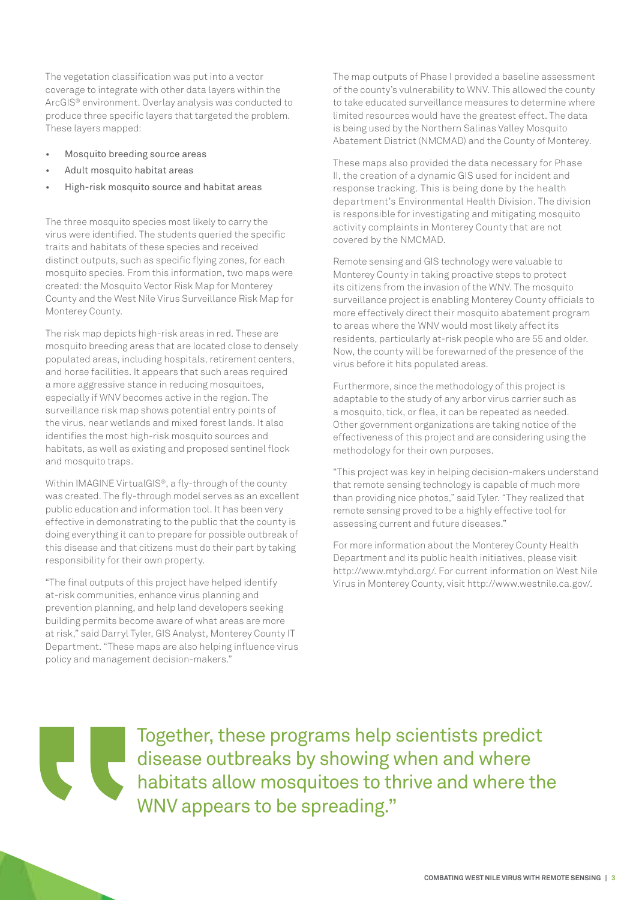The vegetation classification was put into a vector coverage to integrate with other data layers within the ArcGIS® environment. Overlay analysis was conducted to produce three specific layers that targeted the problem. These layers mapped:

- Mosquito breeding source areas
- Adult mosquito habitat areas
- High-risk mosquito source and habitat areas

The three mosquito species most likely to carry the virus were identified. The students queried the specific traits and habitats of these species and received distinct outputs, such as specific flying zones, for each mosquito species. From this information, two maps were created: the Mosquito Vector Risk Map for Monterey County and the West Nile Virus Surveillance Risk Map for Monterey County.

The risk map depicts high-risk areas in red. These are mosquito breeding areas that are located close to densely populated areas, including hospitals, retirement centers, and horse facilities. It appears that such areas required a more aggressive stance in reducing mosquitoes, especially if WNV becomes active in the region. The surveillance risk map shows potential entry points of the virus, near wetlands and mixed forest lands. It also identifies the most high-risk mosquito sources and habitats, as well as existing and proposed sentinel flock and mosquito traps.

Within IMAGINE VirtualGIS®, a fly-through of the county was created. The fly-through model serves as an excellent public education and information tool. It has been very effective in demonstrating to the public that the county is doing everything it can to prepare for possible outbreak of this disease and that citizens must do their part by taking responsibility for their own property.

"The final outputs of this project have helped identify at-risk communities, enhance virus planning and prevention planning, and help land developers seeking building permits become aware of what areas are more at risk," said Darryl Tyler, GIS Analyst, Monterey County IT Department. "These maps are also helping influence virus policy and management decision-makers."

The map outputs of Phase I provided a baseline assessment of the county's vulnerability to WNV. This allowed the county to take educated surveillance measures to determine where limited resources would have the greatest effect. The data is being used by the Northern Salinas Valley Mosquito Abatement District (NMCMAD) and the County of Monterey.

These maps also provided the data necessary for Phase II, the creation of a dynamic GIS used for incident and response tracking. This is being done by the health department's Environmental Health Division. The division is responsible for investigating and mitigating mosquito activity complaints in Monterey County that are not covered by the NMCMAD.

Remote sensing and GIS technology were valuable to Monterey County in taking proactive steps to protect its citizens from the invasion of the WNV. The mosquito surveillance project is enabling Monterey County officials to more effectively direct their mosquito abatement program to areas where the WNV would most likely affect its residents, particularly at-risk people who are 55 and older. Now, the county will be forewarned of the presence of the virus before it hits populated areas.

Furthermore, since the methodology of this project is adaptable to the study of any arbor virus carrier such as a mosquito, tick, or flea, it can be repeated as needed. Other government organizations are taking notice of the effectiveness of this project and are considering using the methodology for their own purposes.

"This project was key in helping decision-makers understand that remote sensing technology is capable of much more than providing nice photos," said Tyler. "They realized that remote sensing proved to be a highly effective tool for assessing current and future diseases."

For more information about the Monterey County Health Department and its public health initiatives, please visit http://www.mtyhd.org/. For current information on West Nile Virus in Monterey County, visit http://www.westnile.ca.gov/.

> Together, these programs help scientists predict disease outbreaks by showing when and where habitats allow mosquitoes to thrive and where the WNV appears to be spreading."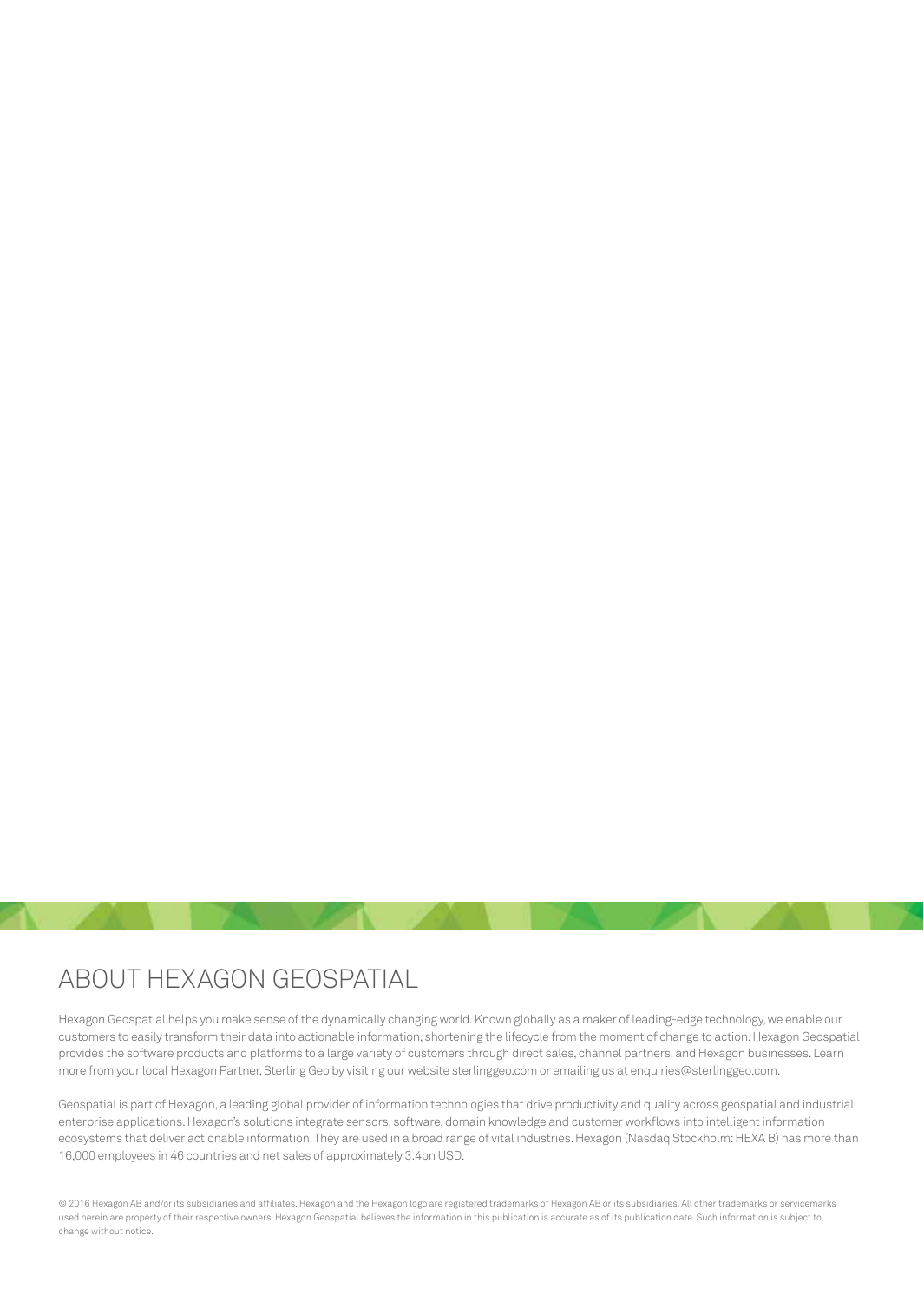## ABOUT HEXAGON GEOSPATIAL

Hexagon Geospatial helps you make sense of the dynamically changing world. Known globally as a maker of leading-edge technology, we enable our customers to easily transform their data into actionable information, shortening the lifecycle from the moment of change to action. Hexagon Geospatial provides the software products and platforms to a large variety of customers through direct sales, channel partners, and Hexagon businesses. Learn more from your local Hexagon Partner, Sterling Geo by visiting our website sterlinggeo.com or emailing us at enquiries@sterlinggeo.com.

Geospatial is part of Hexagon, a leading global provider of information technologies that drive productivity and quality across geospatial and industrial enterprise applications. Hexagon's solutions integrate sensors, software, domain knowledge and customer workflows into intelligent information ecosystems that deliver actionable information. They are used in a broad range of vital industries. Hexagon (Nasdaq Stockholm: HEXA B) has more than 16,000 employees in 46 countries and net sales of approximately 3.4bn USD.

© 2016 Hexagon AB and/or its subsidiaries and affiliates. Hexagon and the Hexagon logo are registered trademarks of Hexagon AB or its subsidiaries. All other trademarks or servicemarks used herein are property of their respective owners. Hexagon Geospatial believes the information in this publication is accurate as of its publication date. Such information is subject to change without notice.